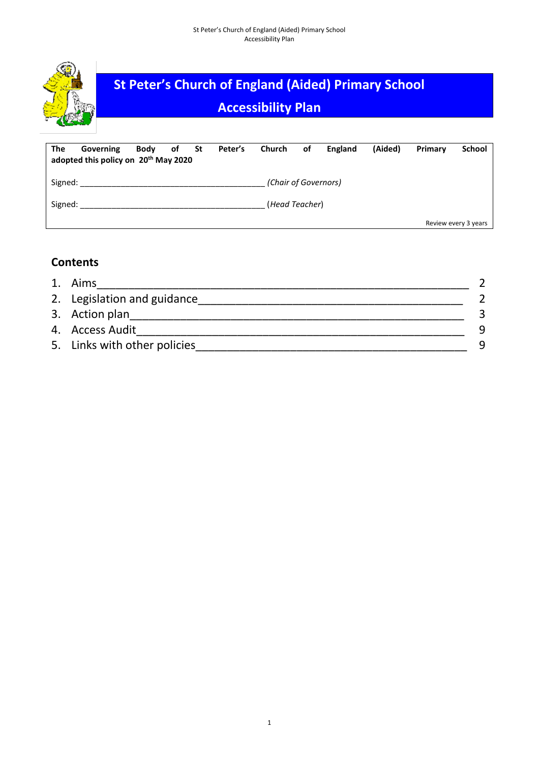# St Peter's Church of England (Aided) Primary School

## Accessibility Plan

**The Governing Body of St Peter's Church of England (Aided) Primary School adopted this policy on 20th May 2020**

Signed: ________________________________________ *(Chair of Governors)*

Signed: ________________________________________ (*Head Teacher*)

Review every 3 years

### Contents

1. Aims ______________________________________________ 2
2. Legislation and guidance ________________________________ 2
3. Action plan __________________________________________ 3
4. Access Audit _________________________________________ 9
5. Links with other policies ________________________________ 9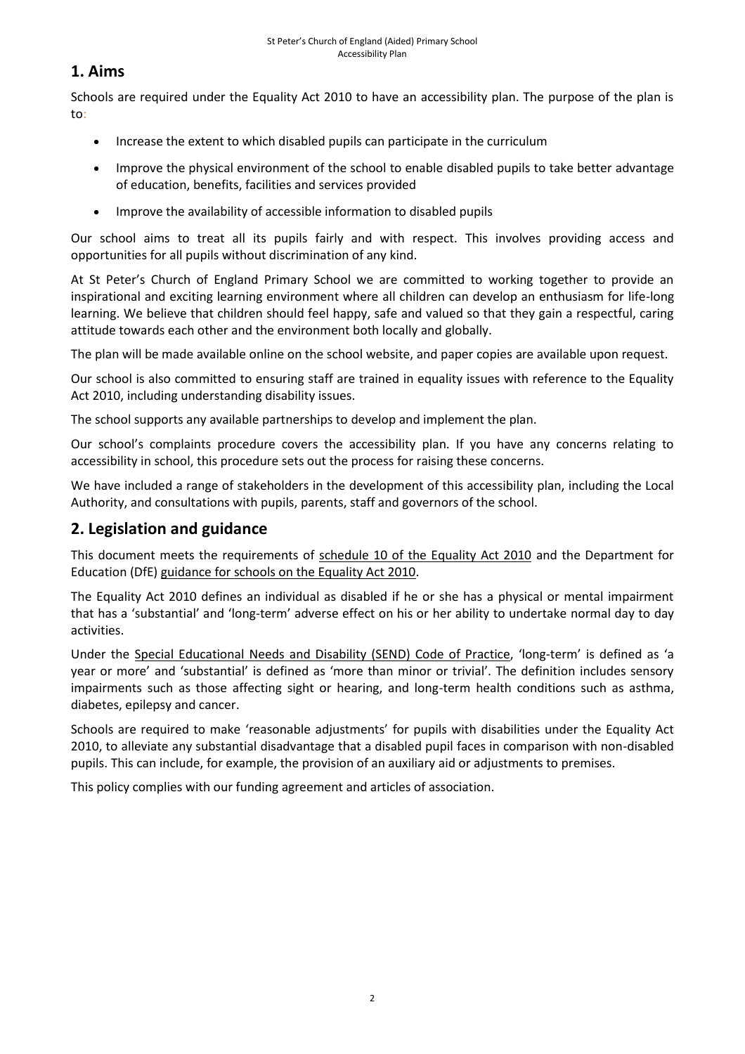## 1. Aims

Schools are required under the Equality Act 2010 to have an accessibility plan. The purpose of the plan is to:

- Increase the extent to which disabled pupils can participate in the curriculum
- Improve the physical environment of the school to enable disabled pupils to take better advantage of education, benefits, facilities and services provided
- Improve the availability of accessible information to disabled pupils

Our school aims to treat all its pupils fairly and with respect. This involves providing access and opportunities for all pupils without discrimination of any kind.

At St Peter's Church of England Primary School we are committed to working together to provide an inspirational and exciting learning environment where all children can develop an enthusiasm for life-long learning. We believe that children should feel happy, safe and valued so that they gain a respectful, caring attitude towards each other and the environment both locally and globally.

The plan will be made available online on the school website, and paper copies are available upon request.

Our school is also committed to ensuring staff are trained in equality issues with reference to the Equality Act 2010, including understanding disability issues.

The school supports any available partnerships to develop and implement the plan.

Our school's complaints procedure covers the accessibility plan. If you have any concerns relating to accessibility in school, this procedure sets out the process for raising these concerns.

We have included a range of stakeholders in the development of this accessibility plan, including the Local Authority, and consultations with pupils, parents, staff and governors of the school.

## 2. Legislation and guidance

This document meets the requirements of schedule 10 of the Equality Act 2010 and the Department for Education (DfE) guidance for schools on the Equality Act 2010.

The Equality Act 2010 defines an individual as disabled if he or she has a physical or mental impairment that has a 'substantial' and 'long-term' adverse effect on his or her ability to undertake normal day to day activities.

Under the Special Educational Needs and Disability (SEND) Code of Practice, 'long-term' is defined as 'a year or more' and 'substantial' is defined as 'more than minor or trivial'. The definition includes sensory impairments such as those affecting sight or hearing, and long-term health conditions such as asthma, diabetes, epilepsy and cancer.

Schools are required to make 'reasonable adjustments' for pupils with disabilities under the Equality Act 2010, to alleviate any substantial disadvantage that a disabled pupil faces in comparison with non-disabled pupils. This can include, for example, the provision of an auxiliary aid or adjustments to premises.

This policy complies with our funding agreement and articles of association.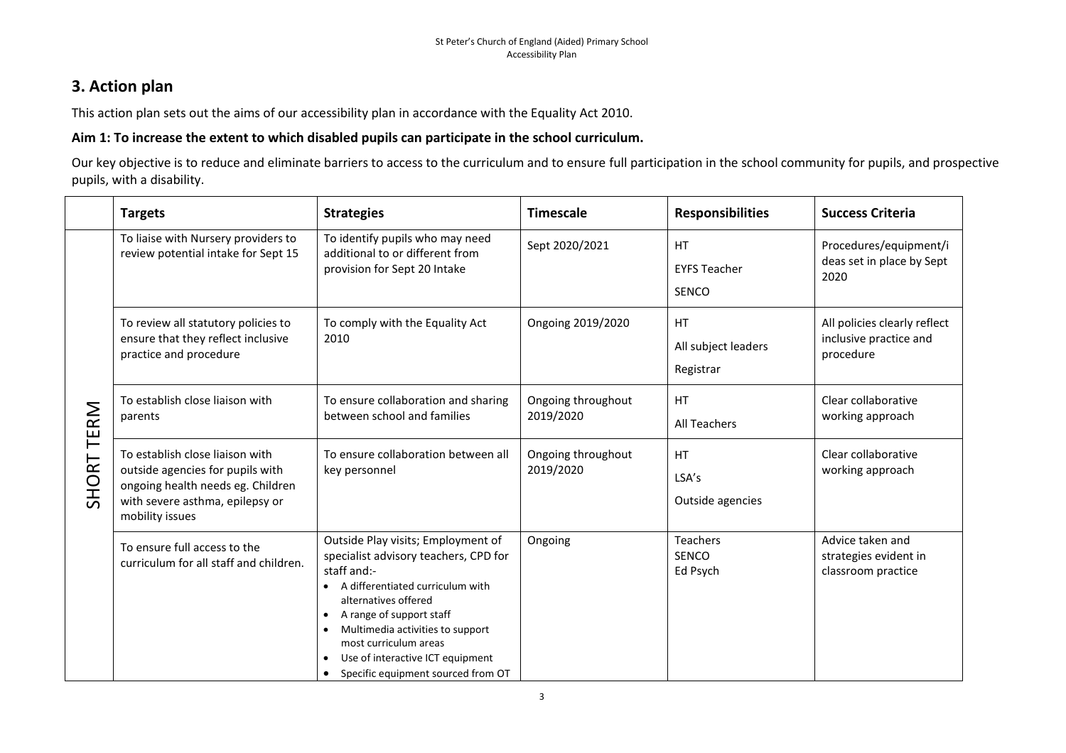## 3. Action plan

This action plan sets out the aims of our accessibility plan in accordance with the Equality Act 2010.

### Aim 1: To increase the extent to which disabled pupils can participate in the school curriculum.

Our key objective is to reduce and eliminate barriers to access to the curriculum and to ensure full participation in the school community for pupils, and prospective pupils, with a disability.

| | Targets | Strategies | Timescale | Responsibilities | Success Criteria |
|---|---|---|---|---|---|
| SHORT TERM | To liaise with Nursery providers to review potential intake for Sept 15 | To identify pupils who may need additional to or different from provision for Sept 20 Intake | Sept 2020/2021 | HT<br>EYFS Teacher<br>SENCO | Procedures/equipment/ideas set in place by Sept 2020 |
| | To review all statutory policies to ensure that they reflect inclusive practice and procedure | To comply with the Equality Act 2010 | Ongoing 2019/2020 | HT<br>All subject leaders<br>Registrar | All policies clearly reflect inclusive practice and procedure |
| | To establish close liaison with parents | To ensure collaboration and sharing between school and families | Ongoing throughout 2019/2020 | HT<br>All Teachers | Clear collaborative working approach |
| | To establish close liaison with outside agencies for pupils with ongoing health needs eg. Children with severe asthma, epilepsy or mobility issues | To ensure collaboration between all key personnel | Ongoing throughout 2019/2020 | HT<br>LSA's<br>Outside agencies | Clear collaborative working approach |
| | To ensure full access to the curriculum for all staff and children. | Outside Play visits; Employment of specialist advisory teachers, CPD for staff and:-<br>• A differentiated curriculum with alternatives offered<br>• A range of support staff<br>• Multimedia activities to support most curriculum areas<br>• Use of interactive ICT equipment<br>• Specific equipment sourced from OT | Ongoing | Teachers<br>SENCO<br>Ed Psych | Advice taken and strategies evident in classroom practice |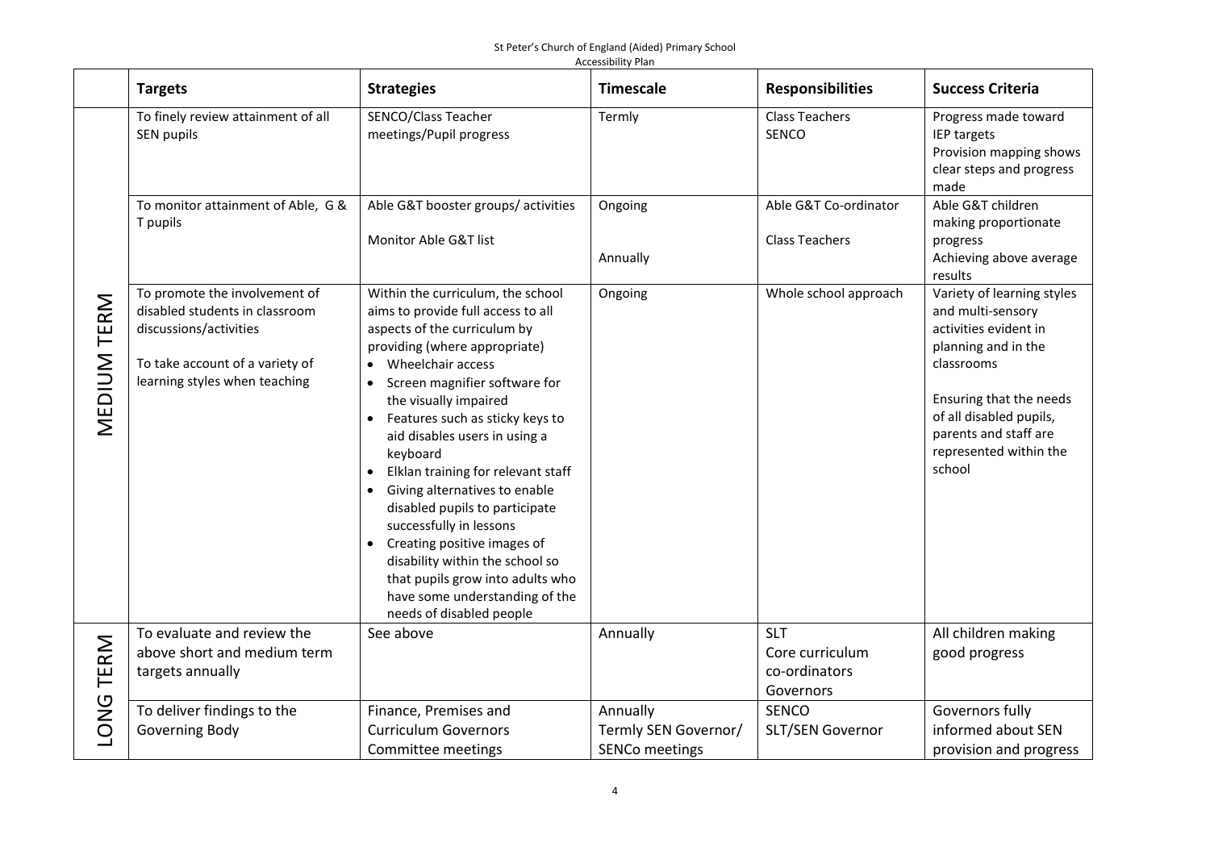| | Targets | Strategies | Timescale | Responsibilities | Success Criteria |
|---|---|---|---|---|---|
| MEDIUM TERM | To finely review attainment of all SEN pupils | SENCO/Class Teacher meetings/Pupil progress | Termly | Class Teachers<br>SENCO | Progress made toward IEP targets<br>Provision mapping shows clear steps and progress made |
| | To monitor attainment of Able, G & T pupils | Able G&T booster groups/ activities<br><br>Monitor Able G&T list | Ongoing<br><br>Annually | Able G&T Co-ordinator<br><br>Class Teachers | Able G&T children making proportionate progress<br>Achieving above average results |
| | To promote the involvement of disabled students in classroom discussions/activities<br><br>To take account of a variety of learning styles when teaching | Within the curriculum, the school aims to provide full access to all aspects of the curriculum by providing (where appropriate)<br>• Wheelchair access<br>• Screen magnifier software for the visually impaired<br>• Features such as sticky keys to aid disables users in using a keyboard<br>• Elklan training for relevant staff<br>• Giving alternatives to enable disabled pupils to participate successfully in lessons<br>• Creating positive images of disability within the school so that pupils grow into adults who have some understanding of the needs of disabled people | Ongoing | Whole school approach | Variety of learning styles and multi-sensory activities evident in planning and in the classrooms<br><br>Ensuring that the needs of all disabled pupils, parents and staff are represented within the school |
| LONG TERM | To evaluate and review the above short and medium term targets annually | See above | Annually | SLT<br>Core curriculum co-ordinators<br>Governors | All children making good progress |
| | To deliver findings to the Governing Body | Finance, Premises and Curriculum Governors Committee meetings | Annually<br>Termly SEN Governor/ SENCo meetings | SENCO<br>SLT/SEN Governor | Governors fully informed about SEN provision and progress |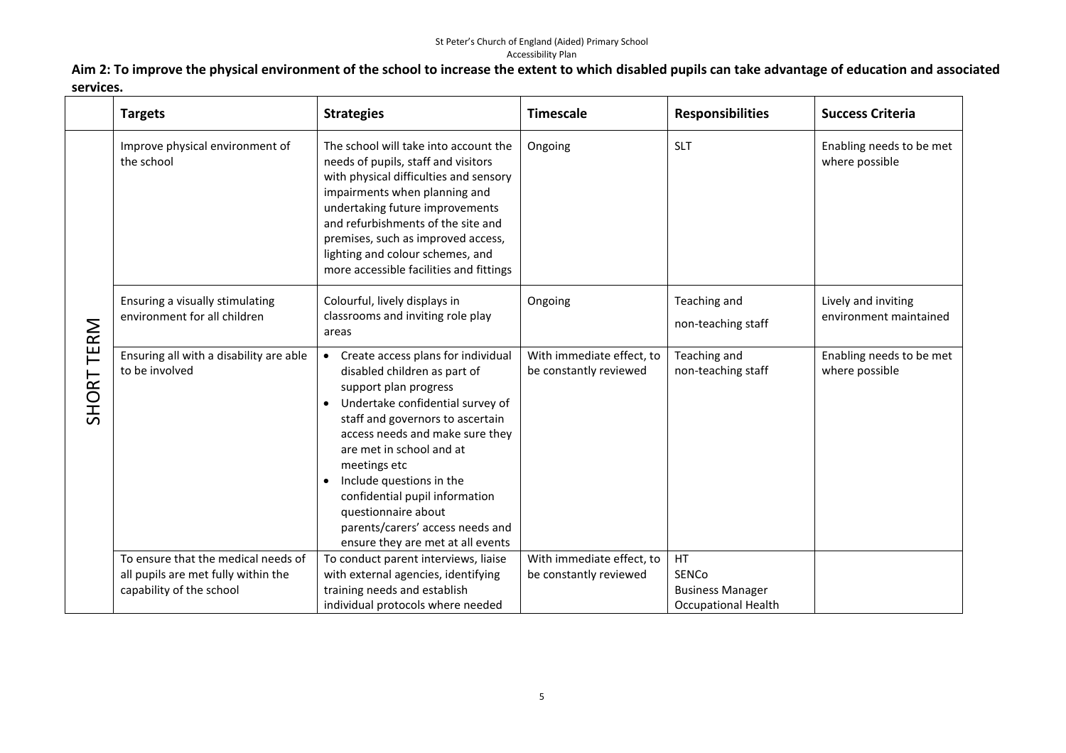**Aim 2: To improve the physical environment of the school to increase the extent to which disabled pupils can take advantage of education and associated services.**

| | Targets | Strategies | Timescale | Responsibilities | Success Criteria |
|---|---|---|---|---|---|
| SHORT TERM | Improve physical environment of the school | The school will take into account the needs of pupils, staff and visitors with physical difficulties and sensory impairments when planning and undertaking future improvements and refurbishments of the site and premises, such as improved access, lighting and colour schemes, and more accessible facilities and fittings | Ongoing | SLT | Enabling needs to be met where possible |
| | Ensuring a visually stimulating environment for all children | Colourful, lively displays in classrooms and inviting role play areas | Ongoing | Teaching and non-teaching staff | Lively and inviting environment maintained |
| | Ensuring all with a disability are able to be involved | • Create access plans for individual disabled children as part of support plan progress<br>• Undertake confidential survey of staff and governors to ascertain access needs and make sure they are met in school and at meetings etc<br>• Include questions in the confidential pupil information questionnaire about parents/carers' access needs and ensure they are met at all events | With immediate effect, to be constantly reviewed | Teaching and non-teaching staff | Enabling needs to be met where possible |
| | To ensure that the medical needs of all pupils are met fully within the capability of the school | To conduct parent interviews, liaise with external agencies, identifying training needs and establish individual protocols where needed | With immediate effect, to be constantly reviewed | HT<br>SENCo<br>Business Manager<br>Occupational Health | |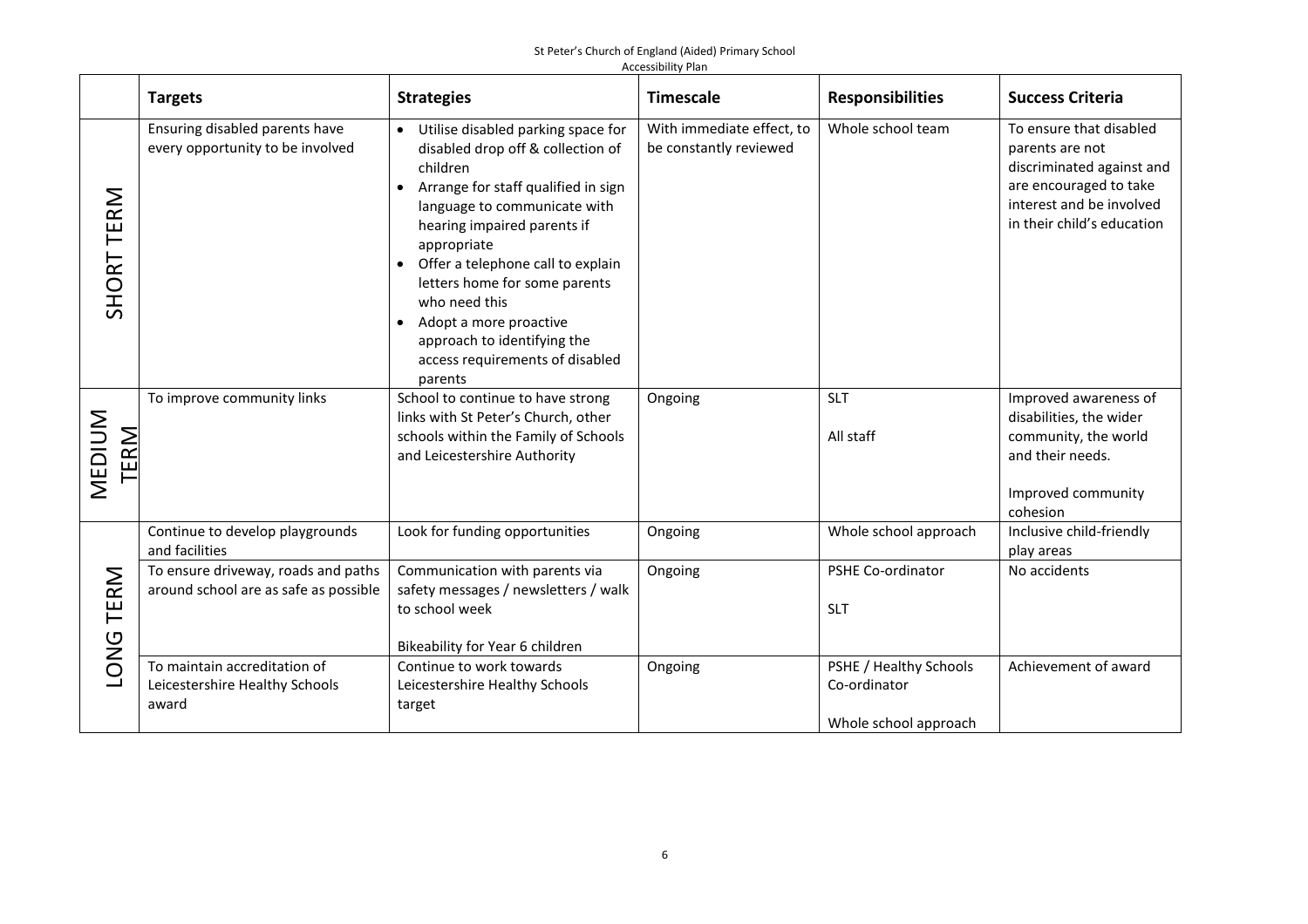| | Targets | Strategies | Timescale | Responsibilities | Success Criteria |
|---|---|---|---|---|---|
| SHORT TERM | Ensuring disabled parents have every opportunity to be involved | • Utilise disabled parking space for disabled drop off & collection of children<br>• Arrange for staff qualified in sign language to communicate with hearing impaired parents if appropriate<br>• Offer a telephone call to explain letters home for some parents who need this<br>• Adopt a more proactive approach to identifying the access requirements of disabled parents | With immediate effect, to be constantly reviewed | Whole school team | To ensure that disabled parents are not discriminated against and are encouraged to take interest and be involved in their child's education |
| MEDIUM TERM | To improve community links | School to continue to have strong links with St Peter's Church, other schools within the Family of Schools and Leicestershire Authority | Ongoing | SLT<br><br>All staff | Improved awareness of disabilities, the wider community, the world and their needs.<br><br>Improved community cohesion |
| LONG TERM | Continue to develop playgrounds and facilities | Look for funding opportunities | Ongoing | Whole school approach | Inclusive child-friendly play areas |
| | To ensure driveway, roads and paths around school are as safe as possible | Communication with parents via safety messages / newsletters / walk to school week<br><br>Bikeability for Year 6 children | Ongoing | PSHE Co-ordinator<br><br>SLT | No accidents |
| | To maintain accreditation of Leicestershire Healthy Schools award | Continue to work towards Leicestershire Healthy Schools target | Ongoing | PSHE / Healthy Schools Co-ordinator<br><br>Whole school approach | Achievement of award |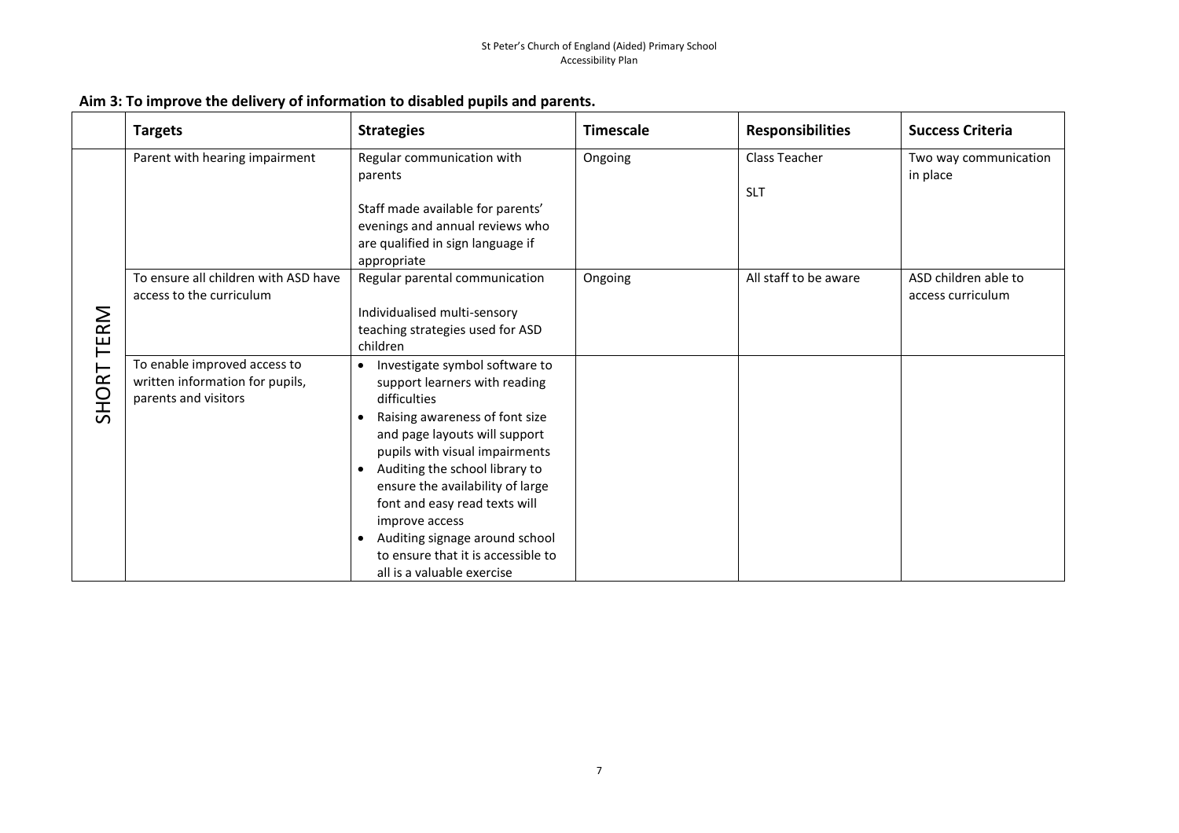## Aim 3: To improve the delivery of information to disabled pupils and parents.

| | Targets | Strategies | Timescale | Responsibilities | Success Criteria |
|---|---|---|---|---|---|
| SHORT TERM | Parent with hearing impairment | Regular communication with parents<br><br>Staff made available for parents' evenings and annual reviews who are qualified in sign language if appropriate | Ongoing | Class Teacher<br><br>SLT | Two way communication in place |
| | To ensure all children with ASD have access to the curriculum | Regular parental communication<br><br>Individualised multi-sensory teaching strategies used for ASD children | Ongoing | All staff to be aware | ASD children able to access curriculum |
| | To enable improved access to written information for pupils, parents and visitors | • Investigate symbol software to support learners with reading difficulties<br>• Raising awareness of font size and page layouts will support pupils with visual impairments<br>• Auditing the school library to ensure the availability of large font and easy read texts will improve access<br>• Auditing signage around school to ensure that it is accessible to all is a valuable exercise | | | |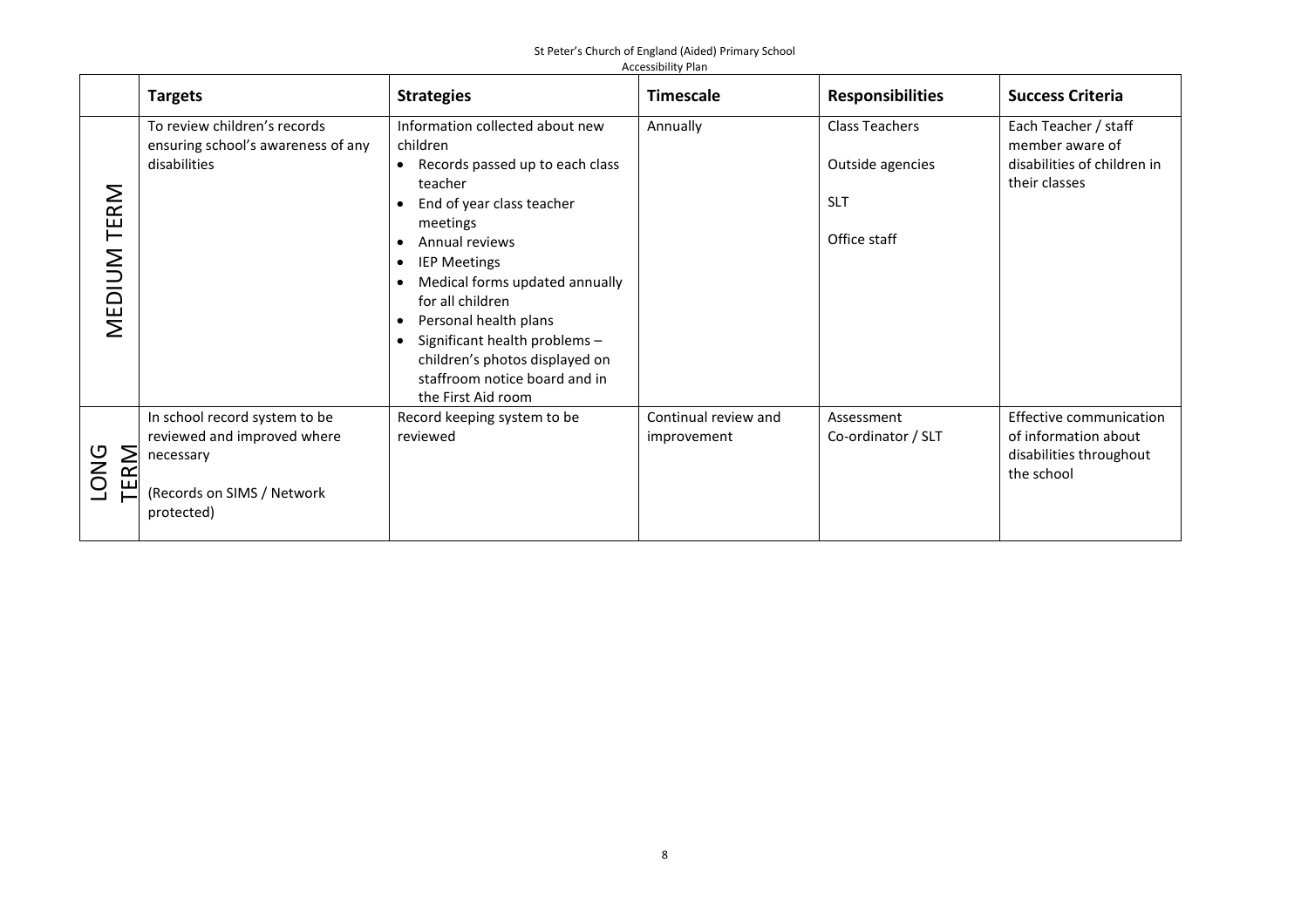| | Targets | Strategies | Timescale | Responsibilities | Success Criteria |
|---|---|---|---|---|---|
| MEDIUM TERM | To review children's records ensuring school's awareness of any disabilities | Information collected about new children<br>• Records passed up to each class teacher<br>• End of year class teacher meetings<br>• Annual reviews<br>• IEP Meetings<br>• Medical forms updated annually for all children<br>• Personal health plans<br>• Significant health problems – children's photos displayed on staffroom notice board and in the First Aid room | Annually | Class Teachers<br><br>Outside agencies<br><br>SLT<br><br>Office staff | Each Teacher / staff member aware of disabilities of children in their classes |
| LONG TERM | In school record system to be reviewed and improved where necessary<br><br>(Records on SIMS / Network protected) | Record keeping system to be reviewed | Continual review and improvement | Assessment Co-ordinator / SLT | Effective communication of information about disabilities throughout the school |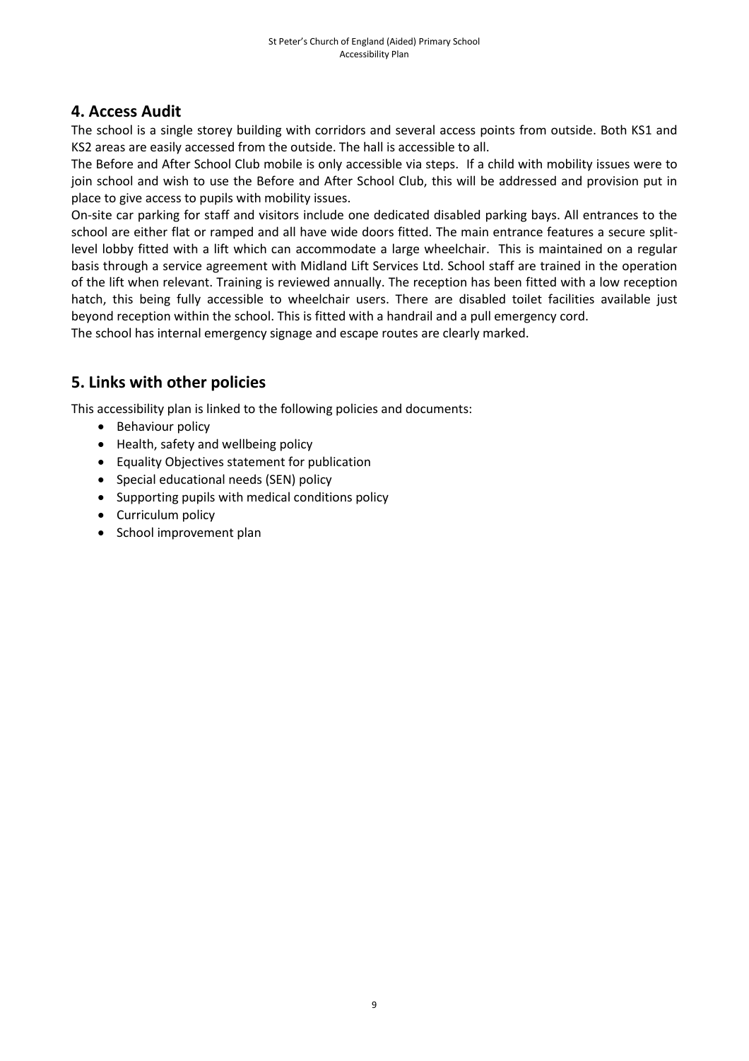## 4. Access Audit

The school is a single storey building with corridors and several access points from outside. Both KS1 and KS2 areas are easily accessed from the outside. The hall is accessible to all.

The Before and After School Club mobile is only accessible via steps. If a child with mobility issues were to join school and wish to use the Before and After School Club, this will be addressed and provision put in place to give access to pupils with mobility issues.

On-site car parking for staff and visitors include one dedicated disabled parking bays. All entrances to the school are either flat or ramped and all have wide doors fitted. The main entrance features a secure split-level lobby fitted with a lift which can accommodate a large wheelchair. This is maintained on a regular basis through a service agreement with Midland Lift Services Ltd. School staff are trained in the operation of the lift when relevant. Training is reviewed annually. The reception has been fitted with a low reception hatch, this being fully accessible to wheelchair users. There are disabled toilet facilities available just beyond reception within the school. This is fitted with a handrail and a pull emergency cord.

The school has internal emergency signage and escape routes are clearly marked.

## 5. Links with other policies

This accessibility plan is linked to the following policies and documents:

- Behaviour policy
- Health, safety and wellbeing policy
- Equality Objectives statement for publication
- Special educational needs (SEN) policy
- Supporting pupils with medical conditions policy
- Curriculum policy
- School improvement plan